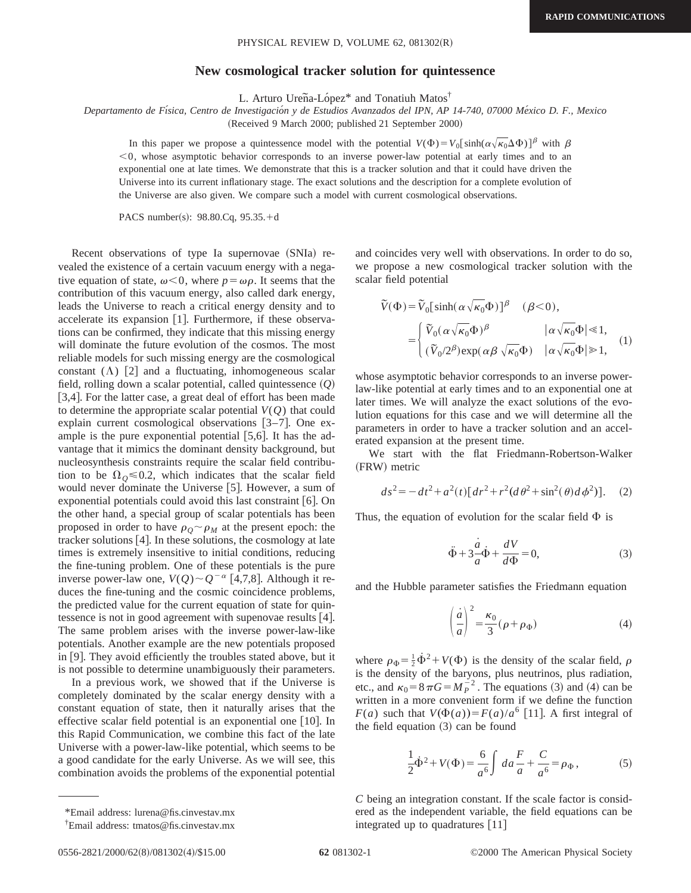# New cosmological tracker solution for quintessence

L. Arturo Ureña-López* and Tonatiuh Matos†

*Departamento de Física, Centro de Investigación y de Estudios Avanzados del IPN, AP 14-740, 07000 México D. F., Mexico*

(Received 9 March 2000; published 21 September 2000)

In this paper we propose a quintessence model with the potential $V(\Phi)=V_0[\sinh(\alpha\sqrt{\kappa_0}\Delta\Phi)]^\beta$ with $\beta<0$, whose asymptotic behavior corresponds to an inverse power-law potential at early times and to an exponential one at late times. We demonstrate that this is a tracker solution and that it could have driven the Universe into its current inflationary stage. The exact solutions and the description for a complete evolution of the Universe are also given. We compare such a model with current cosmological observations.

PACS number(s): 98.80.Cq, 95.35.+d

Recent observations of type Ia supernovae (SNIa) revealed the existence of a certain vacuum energy with a negative equation of state, $\omega<0$, where $p=\omega\rho$. It seems that the contribution of this vacuum energy, also called dark energy, leads the Universe to reach a critical energy density and to accelerate its expansion [1]. Furthermore, if these observations can be confirmed, they indicate that this missing energy will dominate the future evolution of the cosmos. The most reliable models for such missing energy are the cosmological constant ($\Lambda$) [2] and a fluctuating, inhomogeneous scalar field, rolling down a scalar potential, called quintessence ($Q$) [3,4]. For the latter case, a great deal of effort has been made to determine the appropriate scalar potential $V(Q)$ that could explain current cosmological observations [3–7]. One example is the pure exponential potential [5,6]. It has the advantage that it mimics the dominant density background, but nucleosynthesis constraints require the scalar field contribution to be $\Omega_Q\leqslant 0.2$, which indicates that the scalar field would never dominate the Universe [5]. However, a sum of exponential potentials could avoid this last constraint [6]. On the other hand, a special group of scalar potentials has been proposed in order to have $\rho_Q\sim\rho_M$ at the present epoch: the tracker solutions [4]. In these solutions, the cosmology at late times is extremely insensitive to initial conditions, reducing the fine-tuning problem. One of these potentials is the pure inverse power-law one, $V(Q)\sim Q^{-\alpha}$ [4,7,8]. Although it reduces the fine-tuning and the cosmic coincidence problems, the predicted value for the current equation of state for quintessence is not in good agreement with supenovae results [4]. The same problem arises with the inverse power-law-like potentials. Another example are the new potentials proposed in [9]. They avoid efficiently the troubles stated above, but it is not possible to determine unambiguously their parameters.

In a previous work, we showed that if the Universe is completely dominated by the scalar energy density with a constant equation of state, then it naturally arises that the effective scalar field potential is an exponential one [10]. In this Rapid Communication, we combine this fact of the late Universe with a power-law-like potential, which seems to be a good candidate for the early Universe. As we will see, this combination avoids the problems of the exponential potential and coincides very well with observations. In order to do so, we propose a new cosmological tracker solution with the scalar field potential

$$
\begin{aligned}
\tilde{V}(\Phi) &= \tilde{V}_0[\sinh(\alpha\sqrt{\kappa_0}\Phi)]^\beta \quad (\beta<0),\\
&= \begin{cases} \tilde{V}_0(\alpha\sqrt{\kappa_0}\Phi)^\beta & |\alpha\sqrt{\kappa_0}\Phi|\ll 1,\\ (\tilde{V}_0/2^\beta)\exp(\alpha\beta\sqrt{\kappa_0}\Phi) & |\alpha\sqrt{\kappa_0}\Phi|\gg 1, \end{cases}
\end{aligned}
\tag{1}
$$

whose asymptotic behavior corresponds to an inverse power-law-like potential at early times and to an exponential one at later times. We will analyze the exact solutions of the evolution equations for this case and we will determine all the parameters in order to have a tracker solution and an accelerated expansion at the present time.

We start with the flat Friedmann-Robertson-Walker (FRW) metric

$$ds^2=-dt^2+a^2(t)[dr^2+r^2(d\theta^2+\sin^2(\theta)d\phi^2)]. \tag{2}$$

Thus, the equation of evolution for the scalar field $\Phi$ is

$$\ddot{\Phi}+3\frac{\dot{a}}{a}\dot{\Phi}+\frac{dV}{d\Phi}=0, \tag{3}$$

and the Hubble parameter satisfies the Friedmann equation

$$\left(\frac{\dot{a}}{a}\right)^2=\frac{\kappa_0}{3}(\rho+\rho_\Phi) \tag{4}$$

where $\rho_\Phi=\frac{1}{2}\dot{\Phi}^2+V(\Phi)$ is the density of the scalar field, $\rho$ is the density of the baryons, plus neutrinos, plus radiation, etc., and $\kappa_0=8\pi G=M_P^{-2}$. The equations (3) and (4) can be written in a more convenient form if we define the function $F(a)$ such that $V(\Phi(a))=F(a)/a^6$ [11]. A first integral of the field equation (3) can be found

$$\frac{1}{2}\dot{\Phi}^2+V(\Phi)=\frac{6}{a^6}\int da\frac{F}{a}+\frac{C}{a^6}=\rho_\Phi, \tag{5}$$

$C$ being an integration constant. If the scale factor is considered as the independent variable, the field equations can be integrated up to quadratures [11]

---

*Email address: lurena@fis.cinvestav.mx

†Email address: tmatos@fis.cinvestav.mx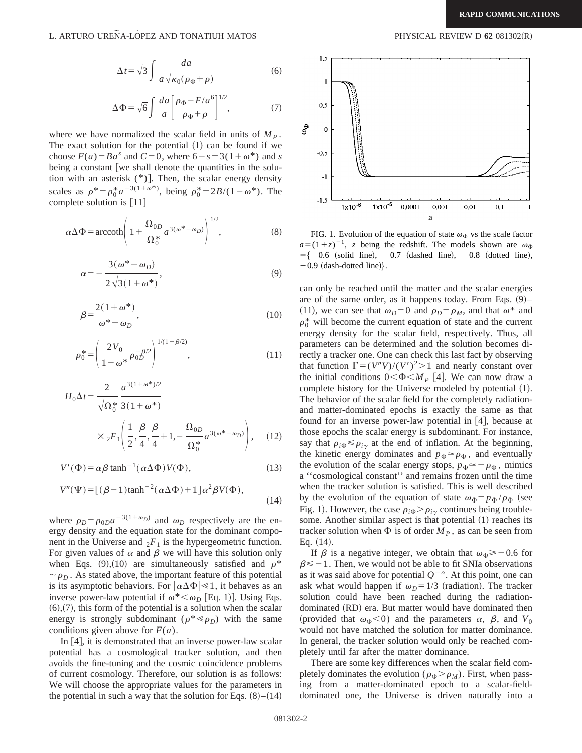$$\Delta t = \sqrt{3}\int \frac{da}{a\sqrt{\kappa_0(\rho_\Phi+\rho)}} \tag{6}$$

$$\Delta \Phi = \sqrt{6}\int \frac{da}{a}\left[\frac{\rho_\Phi - F/a^6}{\rho_\Phi+\rho}\right]^{1/2}, \tag{7}$$

where we have normalized the scalar field in units of $M_P$. The exact solution for the potential (1) can be found if we choose $F(a)=Ba^s$ and $C=0$, where $6-s=3(1+\omega^*)$ and $s$ being a constant [we shall denote the quantities in the solution with an asterisk (*)]. Then, the scalar energy density scales as $\rho^*=\rho_0^* a^{-3(1+\omega^*)}$, being $\rho_0^*=2B/(1-\omega^*)$. The complete solution is [11]

$$\alpha\Delta\Phi = \operatorname{arccoth}\left(1+\frac{\Omega_{0D}}{\Omega_0^*}a^{3(\omega^*-\omega_D)}\right)^{1/2}, \tag{8}$$

$$\alpha = -\frac{3(\omega^*-\omega_D)}{2\sqrt{3(1+\omega^*)}}, \tag{9}$$

$$\beta = \frac{2(1+\omega^*)}{\omega^*-\omega_D}, \tag{10}$$

$$\rho_0^* = \left(\frac{2V_0}{1-\omega^*}\rho_{0D}^{-\beta/2}\right)^{1/(1-\beta/2)}, \tag{11}$$

$$H_0\Delta t = \frac{2}{\sqrt{\Omega_0^*}}\frac{a^{3(1+\omega^*)/2}}{3(1+\omega^*)} \times {}_2F_1\left(\frac{1}{2},\frac{\beta}{4},\frac{\beta}{4}+1,-\frac{\Omega_{0D}}{\Omega_0^*}a^{3(\omega^*-\omega_D)}\right), \tag{12}$$

$$V'(\Phi) = \alpha\beta\tanh^{-1}(\alpha\Delta\Phi)V(\Phi), \tag{13}$$

$$V''(\Psi) = [(\beta-1)\tanh^{-2}(\alpha\Delta\Phi)+1]\alpha^2\beta V(\Phi), \tag{14}$$

where $\rho_D=\rho_{0D}a^{-3(1+\omega_D)}$ and $\omega_D$ respectively are the energy density and the equation state for the dominant component in the Universe and ${}_2F_1$ is the hypergeometric function. For given values of $\alpha$ and $\beta$ we will have this solution only when Eqs. (9),(10) are simultaneously satisfied and $\rho^* \sim \rho_D$. As stated above, the important feature of this potential is its asymptotic behaviors. For $|\alpha\Delta\Phi| \ll 1$, it behaves as an inverse power-law potential if $\omega^* < \omega_D$ [Eq. 1)]. Using Eqs. (6),(7), this form of the potential is a solution when the scalar energy is strongly subdominant ($\rho^* \ll \rho_D$) with the same conditions given above for $F(a)$.

In [4], it is demonstrated that an inverse power-law scalar potential has a cosmological tracker solution, and then avoids the fine-tuning and the cosmic coincidence problems of current cosmology. Therefore, our solution is as follows: We will choose the appropriate values for the parameters in the potential in such a way that the solution for Eqs. (8)–(14) can only be reached until the matter and the scalar energies are of the same order, as it happens today. From Eqs. (9)–(11), we can see that $\omega_D=0$ and $\rho_D=\rho_M$, and that $\omega^*$ and $\rho_0^*$ will become the current equation of state and the current energy density for the scalar field, respectively. Thus, all parameters can be determined and the solution becomes directly a tracker one. One can check this last fact by observing that function $\Gamma=(V''V)/(V')^2>1$ and nearly constant over the initial conditions $0<\Phi<M_P$ [4]. We can now draw a complete history for the Universe modeled by potential (1). The behavior of the scalar field for the completely radiation- and matter-dominated epochs is exactly the same as that found for an inverse power-law potential in [4], because at those epochs the scalar energy is subdominant. For instance, say that $\rho_{i\Phi} \leqslant \rho_{i\gamma}$ at the end of inflation. At the beginning, the kinetic energy dominates and $p_\Phi \simeq \rho_\Phi$, and eventually the evolution of the scalar energy stops, $p_\Phi \simeq -\rho_\Phi$, mimics a "cosmological constant" and remains frozen until the time when the tracker solution is satisfied. This is well described by the evolution of the equation of state $\omega_\Phi = p_\Phi/\rho_\Phi$ (see Fig. 1). However, the case $\rho_{i\Phi} > \rho_{i\gamma}$ continues being troublesome. Another similar aspect is that potential (1) reaches its tracker solution when $\Phi$ is of order $M_P$, as can be seen from Eq. (14).

1.5
1
0.5
0
-0.5
-1
-1.5
$\omega_\Phi$
1x10^-6 1x10^-5 0.0001 0.001 0.01 0.1 1
a

FIG. 1. Evolution of the equation of state $\omega_\Phi$ vs the scale factor $a=(1+z)^{-1}$, $z$ being the redshift. The models shown are $\omega_\Phi = \{-0.6$ (solid line), $-0.7$ (dashed line), $-0.8$ (dotted line), $-0.9$ (dash-dotted line)$\}$.

If $\beta$ is a negative integer, we obtain that $\omega_\Phi \geqslant -0.6$ for $\beta \leqslant -1$. Then, we would not be able to fit SNIa observations as it was said above for potential $Q^{-\alpha}$. At this point, one can ask what would happen if $\omega_D=1/3$ (radiation). The tracker solution could have been reached during the radiation-dominated (RD) era. But matter would have dominated then (provided that $\omega_\Phi<0$) and the parameters $\alpha$, $\beta$, and $V_0$ would not have matched the solution for matter dominance. In general, the tracker solution would only be reached completely until far after the matter dominance.

There are some key differences when the scalar field completely dominates the evolution ($\rho_\Phi > \rho_M$). First, when passing from a matter-dominated epoch to a scalar-field-dominated one, the Universe is driven naturally into a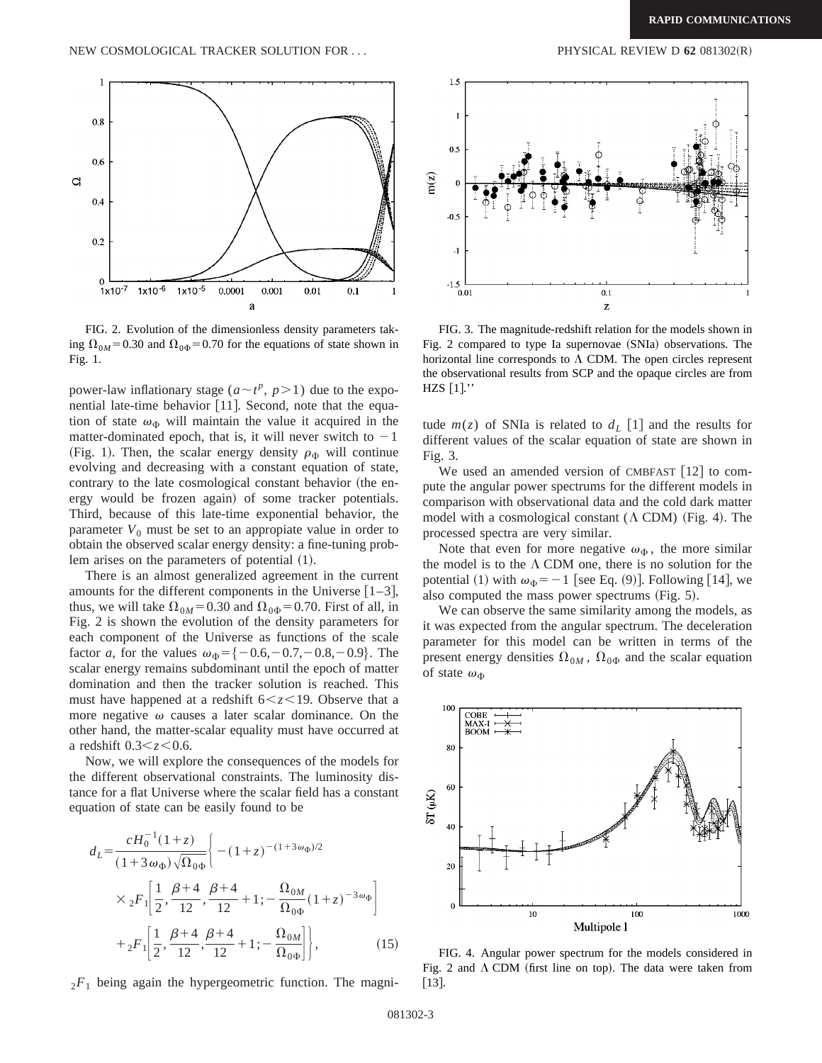FIG. 2. Evolution of the dimensionless density parameters taking $\Omega_{0M}=0.30$ and $\Omega_{0\Phi}=0.70$ for the equations of state shown in Fig. 1.

FIG. 3. The magnitude-redshift relation for the models shown in Fig. 2 compared to type Ia supernovae (SNIa) observations. The horizontal line corresponds to $\Lambda$ CDM. The open circles represent the observational results from SCP and the opaque circles are from HZS [1].''

power-law inflationary stage ($a \sim t^p$, $p>1$) due to the exponential late-time behavior [11]. Second, note that the equation of state $\omega_\Phi$ will maintain the value it acquired in the matter-dominated epoch, that is, it will never switch to $-1$ (Fig. 1). Then, the scalar energy density $\rho_\Phi$ will continue evolving and decreasing with a constant equation of state, contrary to the late cosmological constant behavior (the energy would be frozen again) of some tracker potentials. Third, because of this late-time exponential behavior, the parameter $V_0$ must be set to an appropiate value in order to obtain the observed scalar energy density: a fine-tuning problem arises on the parameters of potential (1).

There is an almost generalized agreement in the current amounts for the different components in the Universe [1–3], thus, we will take $\Omega_{0M}=0.30$ and $\Omega_{0\Phi}=0.70$. First of all, in Fig. 2 is shown the evolution of the density parameters for each component of the Universe as functions of the scale factor $a$, for the values $\omega_\Phi=\{-0.6,-0.7,-0.8,-0.9\}$. The scalar energy remains subdominant until the epoch of matter domination and then the tracker solution is reached. This must have happened at a redshift $6<z<19$. Observe that a more negative $\omega$ causes a later scalar dominance. On the other hand, the matter-scalar equality must have occurred at a redshift $0.3<z<0.6$.

Now, we will explore the consequences of the models for the different observational constraints. The luminosity distance for a flat Universe where the scalar field has a constant equation of state can be easily found to be

$$
\begin{aligned}
d_L=&\frac{cH_0^{-1}(1+z)}{(1+3\omega_\Phi)\sqrt{\Omega_{0\Phi}}}\Bigg\{-(1+z)^{-(1+3\omega_\Phi)/2}\\
&\times {}_2F_1\left[\frac{1}{2},\frac{\beta+4}{12},\frac{\beta+4}{12}+1;-\frac{\Omega_{0M}}{\Omega_{0\Phi}}(1+z)^{-3\omega_\Phi}\right]\\
&+{}_2F_1\left[\frac{1}{2},\frac{\beta+4}{12},\frac{\beta+4}{12}+1;-\frac{\Omega_{0M}}{\Omega_{0\Phi}}\right]\Bigg\},
\end{aligned}
\tag{15}
$$

${}_2F_1$ being again the hypergeometric function. The magnitude $m(z)$ of SNIa is related to $d_L$ [1] and the results for different values of the scalar equation of state are shown in Fig. 3.

We used an amended version of CMBFAST [12] to compute the angular power spectrums for the different models in comparison with observational data and the cold dark matter model with a cosmological constant ($\Lambda$ CDM) (Fig. 4). The processed spectra are very similar.

Note that even for more negative $\omega_\Phi$, the more similar the model is to the $\Lambda$ CDM one, there is no solution for the potential (1) with $\omega_\Phi=-1$ [see Eq. (9)]. Following [14], we also computed the mass power spectrums (Fig. 5).

We can observe the same similarity among the models, as it was expected from the angular spectrum. The deceleration parameter for this model can be written in terms of the present energy densities $\Omega_{0M}$, $\Omega_{0\Phi}$ and the scalar equation of state $\omega_\Phi$

FIG. 4. Angular power spectrum for the models considered in Fig. 2 and $\Lambda$ CDM (first line on top). The data were taken from [13].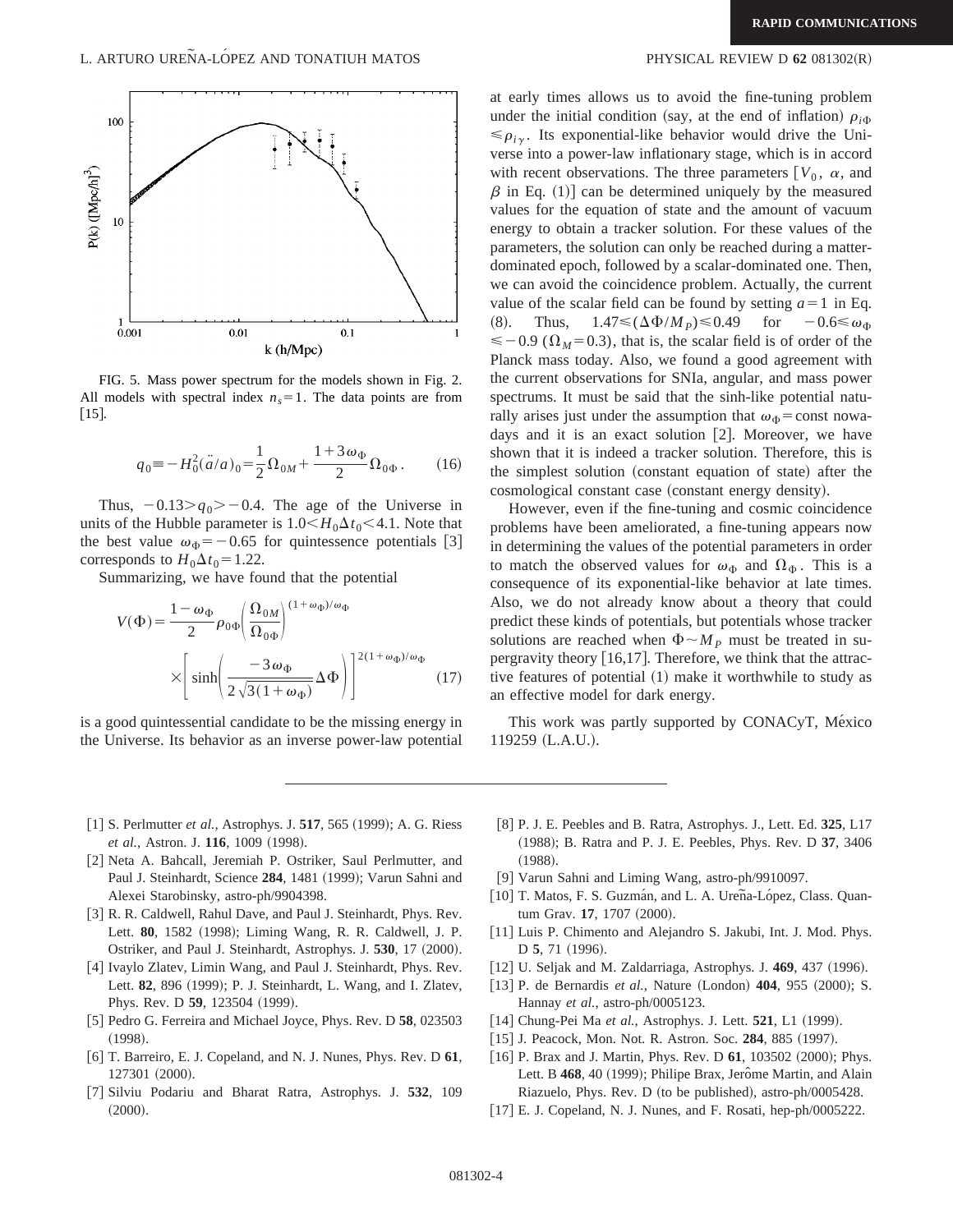100

10

1

0.001

0.01

0.1

1

P(k) ([Mpc/h]$^3$)

k (h/Mpc)

FIG. 5. Mass power spectrum for the models shown in Fig. 2. All models with spectral index $n_s = 1$. The data points are from [15].

$$q_0 \equiv -H_0^2(\ddot{a}/a)_0 = \frac{1}{2}\Omega_{0M} + \frac{1+3\omega_\Phi}{2}\Omega_{0\Phi}. \qquad (16)$$

Thus, $-0.13 > q_0 > -0.4$. The age of the Universe in units of the Hubble parameter is $1.0 < H_0 \Delta t_0 < 4.1$. Note that the best value $\omega_\Phi = -0.65$ for quintessence potentials [3] corresponds to $H_0 \Delta t_0 = 1.22$.

Summarizing, we have found that the potential

$$V(\Phi) = \frac{1-\omega_\Phi}{2}\rho_{0\Phi}\left(\frac{\Omega_{0M}}{\Omega_{0\Phi}}\right)^{(1+\omega_\Phi)/\omega_\Phi} \times \left[\sinh\left(\frac{-3\omega_\Phi}{2\sqrt{3(1+\omega_\Phi)}}\Delta\Phi\right)\right]^{2(1+\omega_\Phi)/\omega_\Phi} \qquad (17)$$

is a good quintessential candidate to be the missing energy in the Universe. Its behavior as an inverse power-law potential at early times allows us to avoid the fine-tuning problem under the initial condition (say, at the end of inflation) $\rho_{i\Phi} \leqslant \rho_{i\gamma}$. Its exponential-like behavior would drive the Universe into a power-law inflationary stage, which is in accord with recent observations. The three parameters [$V_0$, $\alpha$, and $\beta$ in Eq. (1)] can be determined uniquely by the measured values for the equation of state and the amount of vacuum energy to obtain a tracker solution. For these values of the parameters, the solution can only be reached during a matter-dominated epoch, followed by a scalar-dominated one. Then, we can avoid the coincidence problem. Actually, the current value of the scalar field can be found by setting $a = 1$ in Eq. (8). Thus, $1.47 \leqslant (\Delta\Phi/M_P) \leqslant 0.49$ for $-0.6 \leqslant \omega_\Phi \leqslant -0.9$ ($\Omega_M = 0.3$), that is, the scalar field is of order of the Planck mass today. Also, we found a good agreement with the current observations for SNIa, angular, and mass power spectrums. It must be said that the sinh-like potential naturally arises just under the assumption that $\omega_\Phi = \text{const}$ nowadays and it is an exact solution [2]. Moreover, we have shown that it is indeed a tracker solution. Therefore, this is the simplest solution (constant equation of state) after the cosmological constant case (constant energy density).

However, even if the fine-tuning and cosmic coincidence problems have been ameliorated, a fine-tuning appears now in determining the values of the potential parameters in order to match the observed values for $\omega_\Phi$ and $\Omega_\Phi$. This is a consequence of its exponential-like behavior at late times. Also, we do not already know about a theory that could predict these kinds of potentials, but potentials whose tracker solutions are reached when $\Phi \sim M_P$ must be treated in supergravity theory [16,17]. Therefore, we think that the attractive features of potential (1) make it worthwhile to study as an effective model for dark energy.

This work was partly supported by CONACyT, México 119259 (L.A.U.).

---

[1] S. Perlmutter *et al.*, Astrophys. J. **517**, 565 (1999); A. G. Riess *et al.*, Astron. J. **116**, 1009 (1998).

[2] Neta A. Bahcall, Jeremiah P. Ostriker, Saul Perlmutter, and Paul J. Steinhardt, Science **284**, 1481 (1999); Varun Sahni and Alexei Starobinsky, astro-ph/9904398.

[3] R. R. Caldwell, Rahul Dave, and Paul J. Steinhardt, Phys. Rev. Lett. **80**, 1582 (1998); Liming Wang, R. R. Caldwell, J. P. Ostriker, and Paul J. Steinhardt, Astrophys. J. **530**, 17 (2000).

[4] Ivaylo Zlatev, Limin Wang, and Paul J. Steinhardt, Phys. Rev. Lett. **82**, 896 (1999); P. J. Steinhardt, L. Wang, and I. Zlatev, Phys. Rev. D **59**, 123504 (1999).

[5] Pedro G. Ferreira and Michael Joyce, Phys. Rev. D **58**, 023503 (1998).

[6] T. Barreiro, E. J. Copeland, and N. J. Nunes, Phys. Rev. D **61**, 127301 (2000).

[7] Silviu Podariu and Bharat Ratra, Astrophys. J. **532**, 109 (2000).

[8] P. J. E. Peebles and B. Ratra, Astrophys. J., Lett. Ed. **325**, L17 (1988); B. Ratra and P. J. E. Peebles, Phys. Rev. D **37**, 3406 (1988).

[9] Varun Sahni and Liming Wang, astro-ph/9910097.

[10] T. Matos, F. S. Guzmán, and L. A. Ureña-López, Class. Quantum Grav. **17**, 1707 (2000).

[11] Luis P. Chimento and Alejandro S. Jakubi, Int. J. Mod. Phys. D **5**, 71 (1996).

[12] U. Seljak and M. Zaldarriaga, Astrophys. J. **469**, 437 (1996).

[13] P. de Bernardis *et al.*, Nature (London) **404**, 955 (2000); S. Hannay *et al.*, astro-ph/0005123.

[14] Chung-Pei Ma *et al.*, Astrophys. J. Lett. **521**, L1 (1999).

[15] J. Peacock, Mon. Not. R. Astron. Soc. **284**, 885 (1997).

[16] P. Brax and J. Martin, Phys. Rev. D **61**, 103502 (2000); Phys. Lett. B **468**, 40 (1999); Philipe Brax, Jerôme Martin, and Alain Riazuelo, Phys. Rev. D (to be published), astro-ph/0005428.

[17] E. J. Copeland, N. J. Nunes, and F. Rosati, hep-ph/0005222.